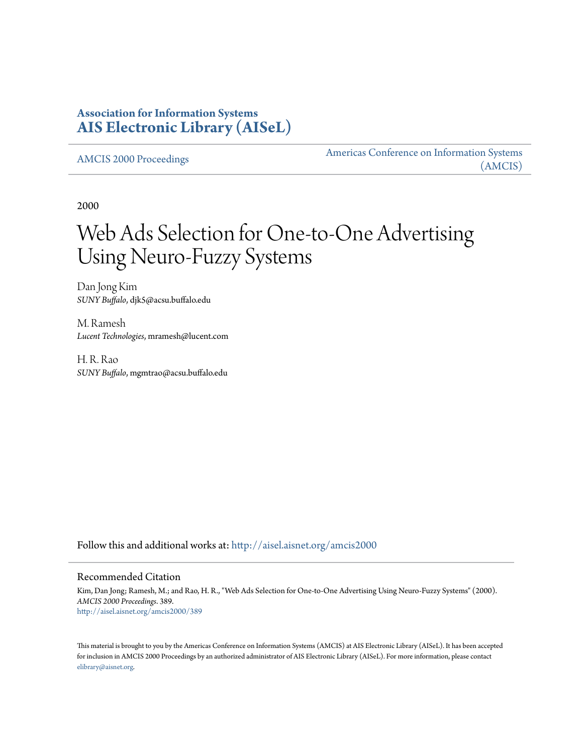**Association for Information Systems**
**AIS Electronic Library (AISeL)**

AMCIS 2000 Proceedings | Americas Conference on Information Systems (AMCIS)

2000

# Web Ads Selection for One-to-One Advertising Using Neuro-Fuzzy Systems

Dan Jong Kim
*SUNY Buffalo*, djk5@acsu.buffalo.edu

M. Ramesh
*Lucent Technologies*, mramesh@lucent.com

H. R. Rao
*SUNY Buffalo*, mgmtrao@acsu.buffalo.edu

Follow this and additional works at: http://aisel.aisnet.org/amcis2000

## Recommended Citation

Kim, Dan Jong; Ramesh, M.; and Rao, H. R., "Web Ads Selection for One-to-One Advertising Using Neuro-Fuzzy Systems" (2000). *AMCIS 2000 Proceedings*. 389.
http://aisel.aisnet.org/amcis2000/389

This material is brought to you by the Americas Conference on Information Systems (AMCIS) at AIS Electronic Library (AISeL). It has been accepted for inclusion in AMCIS 2000 Proceedings by an authorized administrator of AIS Electronic Library (AISeL). For more information, please contact elibrary@aisnet.org.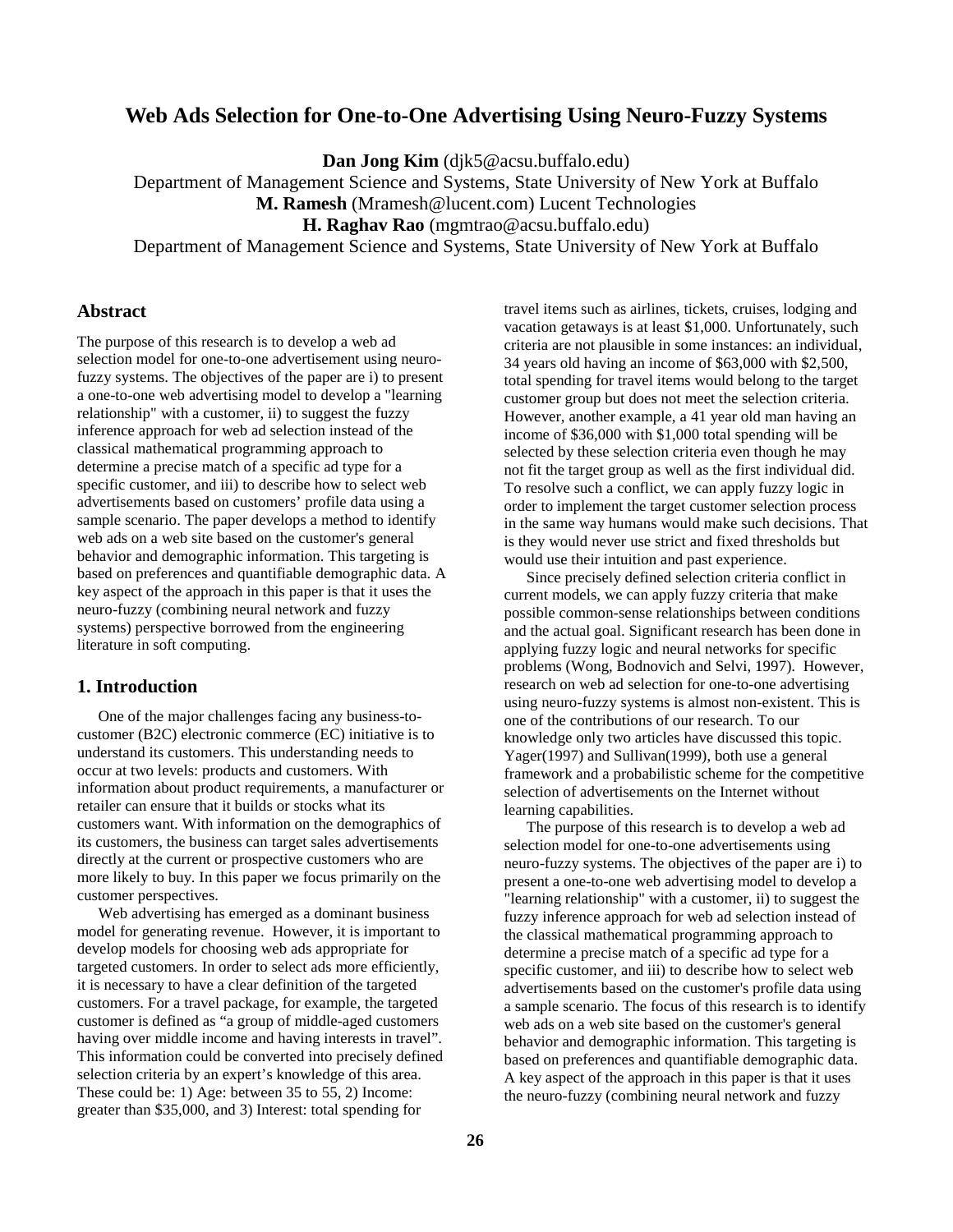# Web Ads Selection for One-to-One Advertising Using Neuro-Fuzzy Systems

**Dan Jong Kim** (djk5@acsu.buffalo.edu)
Department of Management Science and Systems, State University of New York at Buffalo
**M. Ramesh** (Mramesh@lucent.com) Lucent Technologies
**H. Raghav Rao** (mgmtrao@acsu.buffalo.edu)
Department of Management Science and Systems, State University of New York at Buffalo

## Abstract

The purpose of this research is to develop a web ad selection model for one-to-one advertisement using neuro-fuzzy systems. The objectives of the paper are i) to present a one-to-one web advertising model to develop a "learning relationship" with a customer, ii) to suggest the fuzzy inference approach for web ad selection instead of the classical mathematical programming approach to determine a precise match of a specific ad type for a specific customer, and iii) to describe how to select web advertisements based on customers' profile data using a sample scenario. The paper develops a method to identify web ads on a web site based on the customer's general behavior and demographic information. This targeting is based on preferences and quantifiable demographic data. A key aspect of the approach in this paper is that it uses the neuro-fuzzy (combining neural network and fuzzy systems) perspective borrowed from the engineering literature in soft computing.

## 1. Introduction

One of the major challenges facing any business-to-customer (B2C) electronic commerce (EC) initiative is to understand its customers. This understanding needs to occur at two levels: products and customers. With information about product requirements, a manufacturer or retailer can ensure that it builds or stocks what its customers want. With information on the demographics of its customers, the business can target sales advertisements directly at the current or prospective customers who are more likely to buy. In this paper we focus primarily on the customer perspectives.

Web advertising has emerged as a dominant business model for generating revenue. However, it is important to develop models for choosing web ads appropriate for targeted customers. In order to select ads more efficiently, it is necessary to have a clear definition of the targeted customers. For a travel package, for example, the targeted customer is defined as "a group of middle-aged customers having over middle income and having interests in travel". This information could be converted into precisely defined selection criteria by an expert's knowledge of this area. These could be: 1) Age: between 35 to 55, 2) Income: greater than $35,000, and 3) Interest: total spending for travel items such as airlines, tickets, cruises, lodging and vacation getaways is at least $1,000. Unfortunately, such criteria are not plausible in some instances: an individual, 34 years old having an income of $63,000 with $2,500, total spending for travel items would belong to the target customer group but does not meet the selection criteria. However, another example, a 41 year old man having an income of $36,000 with $1,000 total spending will be selected by these selection criteria even though he may not fit the target group as well as the first individual did. To resolve such a conflict, we can apply fuzzy logic in order to implement the target customer selection process in the same way humans would make such decisions. That is they would never use strict and fixed thresholds but would use their intuition and past experience.

Since precisely defined selection criteria conflict in current models, we can apply fuzzy criteria that make possible common-sense relationships between conditions and the actual goal. Significant research has been done in applying fuzzy logic and neural networks for specific problems (Wong, Bodnovich and Selvi, 1997). However, research on web ad selection for one-to-one advertising using neuro-fuzzy systems is almost non-existent. This is one of the contributions of our research. To our knowledge only two articles have discussed this topic. Yager(1997) and Sullivan(1999), both use a general framework and a probabilistic scheme for the competitive selection of advertisements on the Internet without learning capabilities.

The purpose of this research is to develop a web ad selection model for one-to-one advertisements using neuro-fuzzy systems. The objectives of the paper are i) to present a one-to-one web advertising model to develop a "learning relationship" with a customer, ii) to suggest the fuzzy inference approach for web ad selection instead of the classical mathematical programming approach to determine a precise match of a specific ad type for a specific customer, and iii) to describe how to select web advertisements based on the customer's profile data using a sample scenario. The focus of this research is to identify web ads on a web site based on the customer's general behavior and demographic information. This targeting is based on preferences and quantifiable demographic data. A key aspect of the approach in this paper is that it uses the neuro-fuzzy (combining neural network and fuzzy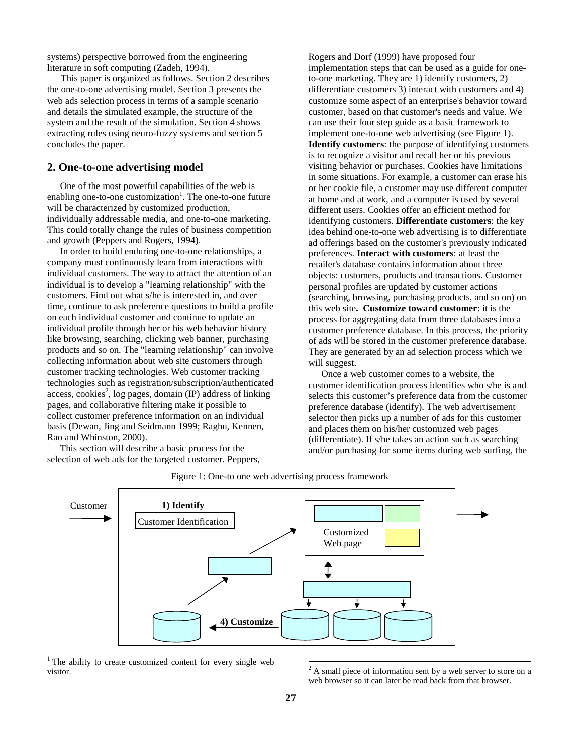systems) perspective borrowed from the engineering literature in soft computing (Zadeh, 1994).

This paper is organized as follows. Section 2 describes the one-to-one advertising model. Section 3 presents the web ads selection process in terms of a sample scenario and details the simulated example, the structure of the system and the result of the simulation. Section 4 shows extracting rules using neuro-fuzzy systems and section 5 concludes the paper.

## 2. One-to-one advertising model

One of the most powerful capabilities of the web is enabling one-to-one customization[1]. The one-to-one future will be characterized by customized production, individually addressable media, and one-to-one marketing. This could totally change the rules of business competition and growth (Peppers and Rogers, 1994).

In order to build enduring one-to-one relationships, a company must continuously learn from interactions with individual customers. The way to attract the attention of an individual is to develop a "learning relationship" with the customers. Find out what s/he is interested in, and over time, continue to ask preference questions to build a profile on each individual customer and continue to update an individual profile through her or his web behavior history like browsing, searching, clicking web banner, purchasing products and so on. The "learning relationship" can involve collecting information about web site customers through customer tracking technologies. Web customer tracking technologies such as registration/subscription/authenticated access, cookies[2], log pages, domain (IP) address of linking pages, and collaborative filtering make it possible to collect customer preference information on an individual basis (Dewan, Jing and Seidmann 1999; Raghu, Kennen, Rao and Whinston, 2000).

This section will describe a basic process for the selection of web ads for the targeted customer. Peppers, Rogers and Dorf (1999) have proposed four implementation steps that can be used as a guide for one-to-one marketing. They are 1) identify customers, 2) differentiate customers 3) interact with customers and 4) customize some aspect of an enterprise's behavior toward customer, based on that customer's needs and value. We can use their four step guide as a basic framework to implement one-to-one web advertising (see Figure 1). **Identify customers**: the purpose of identifying customers is to recognize a visitor and recall her or his previous visiting behavior or purchases. Cookies have limitations in some situations. For example, a customer can erase his or her cookie file, a customer may use different computer at home and at work, and a computer is used by several different users. Cookies offer an efficient method for identifying customers. **Differentiate customers**: the key idea behind one-to-one web advertising is to differentiate ad offerings based on the customer's previously indicated preferences. **Interact with customers**: at least the retailer's database contains information about three objects: customers, products and transactions. Customer personal profiles are updated by customer actions (searching, browsing, purchasing products, and so on) on this web site. **Customize toward customer**: it is the process for aggregating data from three databases into a customer preference database. In this process, the priority of ads will be stored in the customer preference database. They are generated by an ad selection process which we will suggest.

Once a web customer comes to a website, the customer identification process identifies who s/he is and selects this customer's preference data from the customer preference database (identify). The web advertisement selector then picks up a number of ads for this customer and places them on his/her customized web pages (differentiate). If s/he takes an action such as searching and/or purchasing for some items during web surfing, the

Figure 1: One-to one web advertising process framework

Customer

1) Identify

Customer Identification

Customized Web page

4) Customize

[1] The ability to create customized content for every single web visitor.

[2] A small piece of information sent by a web server to store on a web browser so it can later be read back from that browser.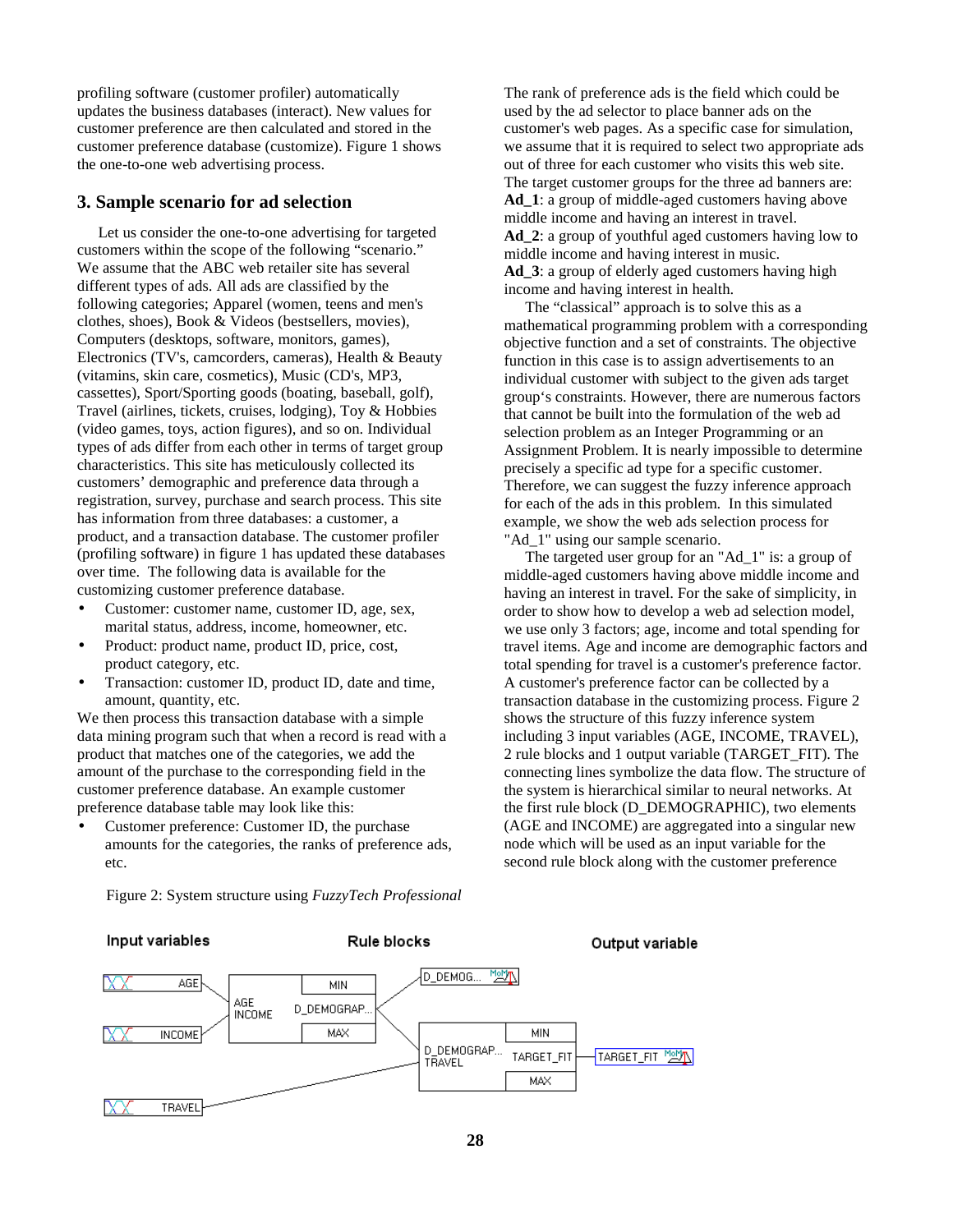profiling software (customer profiler) automatically updates the business databases (interact). New values for customer preference are then calculated and stored in the customer preference database (customize). Figure 1 shows the one-to-one web advertising process.

## 3. Sample scenario for ad selection

Let us consider the one-to-one advertising for targeted customers within the scope of the following "scenario." We assume that the ABC web retailer site has several different types of ads. All ads are classified by the following categories; Apparel (women, teens and men's clothes, shoes), Book & Videos (bestsellers, movies), Computers (desktops, software, monitors, games), Electronics (TV's, camcorders, cameras), Health & Beauty (vitamins, skin care, cosmetics), Music (CD's, MP3, cassettes), Sport/Sporting goods (boating, baseball, golf), Travel (airlines, tickets, cruises, lodging), Toy & Hobbies (video games, toys, action figures), and so on. Individual types of ads differ from each other in terms of target group characteristics. This site has meticulously collected its customers' demographic and preference data through a registration, survey, purchase and search process. This site has information from three databases: a customer, a product, and a transaction database. The customer profiler (profiling software) in figure 1 has updated these databases over time. The following data is available for the customizing customer preference database.

- Customer: customer name, customer ID, age, sex, marital status, address, income, homeowner, etc.
- Product: product name, product ID, price, cost, product category, etc.
- Transaction: customer ID, product ID, date and time, amount, quantity, etc.

We then process this transaction database with a simple data mining program such that when a record is read with a product that matches one of the categories, we add the amount of the purchase to the corresponding field in the customer preference database. An example customer preference database table may look like this:

- Customer preference: Customer ID, the purchase amounts for the categories, the ranks of preference ads, etc.

The rank of preference ads is the field which could be used by the ad selector to place banner ads on the customer's web pages. As a specific case for simulation, we assume that it is required to select two appropriate ads out of three for each customer who visits this web site. The target customer groups for the three ad banners are:
**Ad_1**: a group of middle-aged customers having above middle income and having an interest in travel.
**Ad_2**: a group of youthful aged customers having low to middle income and having interest in music.
**Ad_3**: a group of elderly aged customers having high income and having interest in health.

The "classical" approach is to solve this as a mathematical programming problem with a corresponding objective function and a set of constraints. The objective function in this case is to assign advertisements to an individual customer with subject to the given ads target group's constraints. However, there are numerous factors that cannot be built into the formulation of the web ad selection problem as an Integer Programming or an Assignment Problem. It is nearly impossible to determine precisely a specific ad type for a specific customer. Therefore, we can suggest the fuzzy inference approach for each of the ads in this problem. In this simulated example, we show the web ads selection process for "Ad_1" using our sample scenario.

The targeted user group for an "Ad_1" is: a group of middle-aged customers having above middle income and having an interest in travel. For the sake of simplicity, in order to show how to develop a web ad selection model, we use only 3 factors; age, income and total spending for travel items. Age and income are demographic factors and total spending for travel is a customer's preference factor. A customer's preference factor can be collected by a transaction database in the customizing process. Figure 2 shows the structure of this fuzzy inference system including 3 input variables (AGE, INCOME, TRAVEL), 2 rule blocks and 1 output variable (TARGET_FIT). The connecting lines symbolize the data flow. The structure of the system is hierarchical similar to neural networks. At the first rule block (D_DEMOGRAPHIC), two elements (AGE and INCOME) are aggregated into a singular new node which will be used as an input variable for the second rule block along with the customer preference

Figure 2: System structure using *FuzzyTech Professional*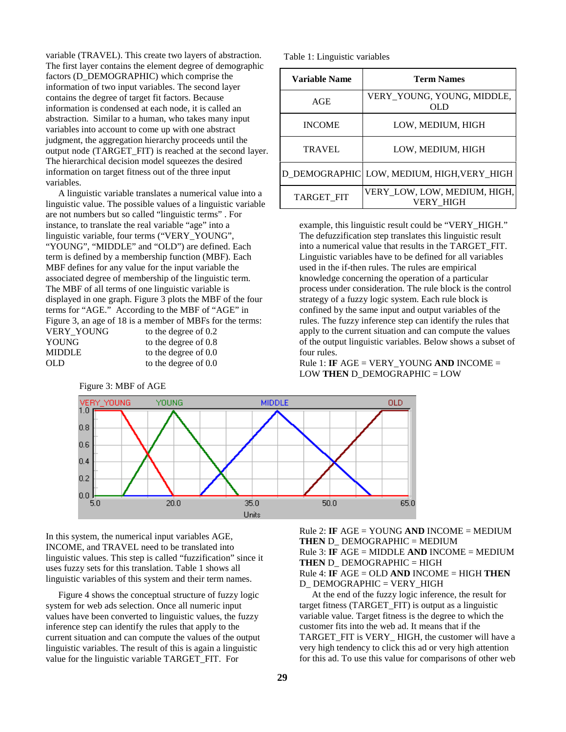variable (TRAVEL). This create two layers of abstraction. The first layer contains the element degree of demographic factors (D_DEMOGRAPHIC) which comprise the information of two input variables. The second layer contains the degree of target fit factors. Because information is condensed at each node, it is called an abstraction. Similar to a human, who takes many input variables into account to come up with one abstract judgment, the aggregation hierarchy proceeds until the output node (TARGET_FIT) is reached at the second layer. The hierarchical decision model squeezes the desired information on target fitness out of the three input variables.

A linguistic variable translates a numerical value into a linguistic value. The possible values of a linguistic variable are not numbers but so called "linguistic terms" . For instance, to translate the real variable "age" into a linguistic variable, four terms ("VERY_YOUNG", "YOUNG", "MIDDLE" and "OLD") are defined. Each term is defined by a membership function (MBF). Each MBF defines for any value for the input variable the associated degree of membership of the linguistic term. The MBF of all terms of one linguistic variable is displayed in one graph. Figure 3 plots the MBF of the four terms for "AGE." According to the MBF of "AGE" in Figure 3, an age of 18 is a member of MBFs for the terms:

| | |
|---|---|
| VERY_YOUNG | to the degree of 0.2 |
| YOUNG | to the degree of 0.8 |
| MIDDLE | to the degree of 0.0 |
| OLD | to the degree of 0.0 |

Figure 3: MBF of AGE

In this system, the numerical input variables AGE, INCOME, and TRAVEL need to be translated into linguistic values. This step is called "fuzzification" since it uses fuzzy sets for this translation. Table 1 shows all linguistic variables of this system and their term names.

Figure 4 shows the conceptual structure of fuzzy logic system for web ads selection. Once all numeric input values have been converted to linguistic values, the fuzzy inference step can identify the rules that apply to the current situation and can compute the values of the output linguistic variables. The result of this is again a linguistic value for the linguistic variable TARGET_FIT. For example, this linguistic result could be "VERY_HIGH." The defuzzification step translates this linguistic result into a numerical value that results in the TARGET_FIT. Linguistic variables have to be defined for all variables used in the if-then rules. The rules are empirical knowledge concerning the operation of a particular process under consideration. The rule block is the control strategy of a fuzzy logic system. Each rule block is confined by the same input and output variables of the rules. The fuzzy inference step can identify the rules that apply to the current situation and can compute the values of the output linguistic variables. Below shows a subset of four rules.

Table 1: Linguistic variables

| Variable Name | Term Names |
|---|---|
| AGE | VERY_YOUNG, YOUNG, MIDDLE, OLD |
| INCOME | LOW, MEDIUM, HIGH |
| TRAVEL | LOW, MEDIUM, HIGH |
| D_DEMOGRAPHIC | LOW, MEDIUM, HIGH,VERY_HIGH |
| TARGET_FIT | VERY_LOW, LOW, MEDIUM, HIGH, VERY_HIGH |

Rule 1: **IF** AGE = VERY_YOUNG **AND** INCOME = LOW **THEN** D_DEMOGRAPHIC = LOW

Rule 2: **IF** AGE = YOUNG **AND** INCOME = MEDIUM **THEN** D_ DEMOGRAPHIC = MEDIUM

Rule 3: **IF** AGE = MIDDLE **AND** INCOME = MEDIUM **THEN** D_ DEMOGRAPHIC = HIGH

Rule 4: **IF** AGE = OLD **AND** INCOME = HIGH **THEN** D_ DEMOGRAPHIC = VERY_HIGH

At the end of the fuzzy logic inference, the result for target fitness (TARGET_FIT) is output as a linguistic variable value. Target fitness is the degree to which the customer fits into the web ad. It means that if the TARGET_FIT is VERY_ HIGH, the customer will have a very high tendency to click this ad or very high attention for this ad. To use this value for comparisons of other web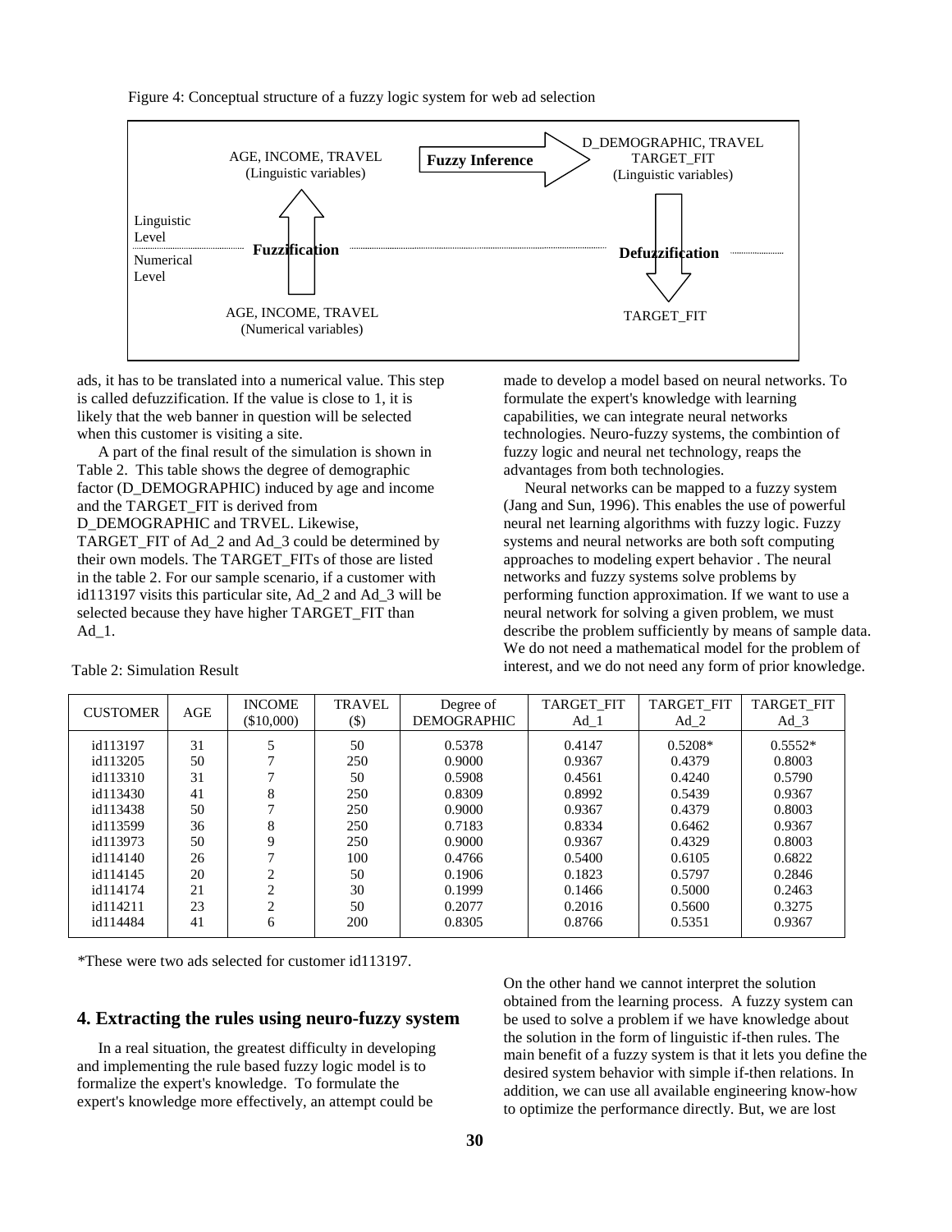Figure 4: Conceptual structure of a fuzzy logic system for web ad selection

AGE, INCOME, TRAVEL
(Linguistic variables)

Fuzzy Inference

D_DEMOGRAPHIC, TRAVEL
TARGET_FIT
(Linguistic variables)

Linguistic Level

Numerical Level

Fuzzification

Defuzzification

AGE, INCOME, TRAVEL
(Numerical variables)

TARGET_FIT

ads, it has to be translated into a numerical value. This step is called defuzzification. If the value is close to 1, it is likely that the web banner in question will be selected when this customer is visiting a site.

A part of the final result of the simulation is shown in Table 2. This table shows the degree of demographic factor (D_DEMOGRAPHIC) induced by age and income and the TARGET_FIT is derived from D_DEMOGRAPHIC and TRVEL. Likewise, TARGET_FIT of Ad_2 and Ad_3 could be determined by their own models. The TARGET_FITs of those are listed in the table 2. For our sample scenario, if a customer with id113197 visits this particular site, Ad_2 and Ad_3 will be selected because they have higher TARGET_FIT than Ad_1.

Table 2: Simulation Result

| CUSTOMER | AGE | INCOME ($10,000) | TRAVEL ($) | Degree of DEMOGRAPHIC | TARGET_FIT Ad_1 | TARGET_FIT Ad_2 | TARGET_FIT Ad_3 |
|---|---|---|---|---|---|---|---|
| id113197 | 31 | 5 | 50 | 0.5378 | 0.4147 | 0.5208* | 0.5552* |
| id113205 | 50 | 7 | 250 | 0.9000 | 0.9367 | 0.4379 | 0.8003 |
| id113310 | 31 | 7 | 50 | 0.5908 | 0.4561 | 0.4240 | 0.5790 |
| id113430 | 41 | 8 | 250 | 0.8309 | 0.8992 | 0.5439 | 0.9367 |
| id113438 | 50 | 7 | 250 | 0.9000 | 0.9367 | 0.4379 | 0.8003 |
| id113599 | 36 | 8 | 250 | 0.7183 | 0.8334 | 0.6462 | 0.9367 |
| id113973 | 50 | 9 | 250 | 0.9000 | 0.9367 | 0.4329 | 0.8003 |
| id114140 | 26 | 7 | 100 | 0.4766 | 0.5400 | 0.6105 | 0.6822 |
| id114145 | 20 | 2 | 50 | 0.1906 | 0.1823 | 0.5797 | 0.2846 |
| id114174 | 21 | 2 | 30 | 0.1999 | 0.1466 | 0.5000 | 0.2463 |
| id114211 | 23 | 2 | 50 | 0.2077 | 0.2016 | 0.5600 | 0.3275 |
| id114484 | 41 | 6 | 200 | 0.8305 | 0.8766 | 0.5351 | 0.9367 |

*These were two ads selected for customer id113197.

## 4. Extracting the rules using neuro-fuzzy system

In a real situation, the greatest difficulty in developing and implementing the rule based fuzzy logic model is to formalize the expert's knowledge. To formulate the expert's knowledge more effectively, an attempt could be made to develop a model based on neural networks. To formulate the expert's knowledge with learning capabilities, we can integrate neural networks technologies. Neuro-fuzzy systems, the combintion of fuzzy logic and neural net technology, reaps the advantages from both technologies.

Neural networks can be mapped to a fuzzy system (Jang and Sun, 1996). This enables the use of powerful neural net learning algorithms with fuzzy logic. Fuzzy systems and neural networks are both soft computing approaches to modeling expert behavior . The neural networks and fuzzy systems solve problems by performing function approximation. If we want to use a neural network for solving a given problem, we must describe the problem sufficiently by means of sample data. We do not need a mathematical model for the problem of interest, and we do not need any form of prior knowledge. On the other hand we cannot interpret the solution obtained from the learning process. A fuzzy system can be used to solve a problem if we have knowledge about the solution in the form of linguistic if-then rules. The main benefit of a fuzzy system is that it lets you define the desired system behavior with simple if-then relations. In addition, we can use all available engineering know-how to optimize the performance directly. But, we are lost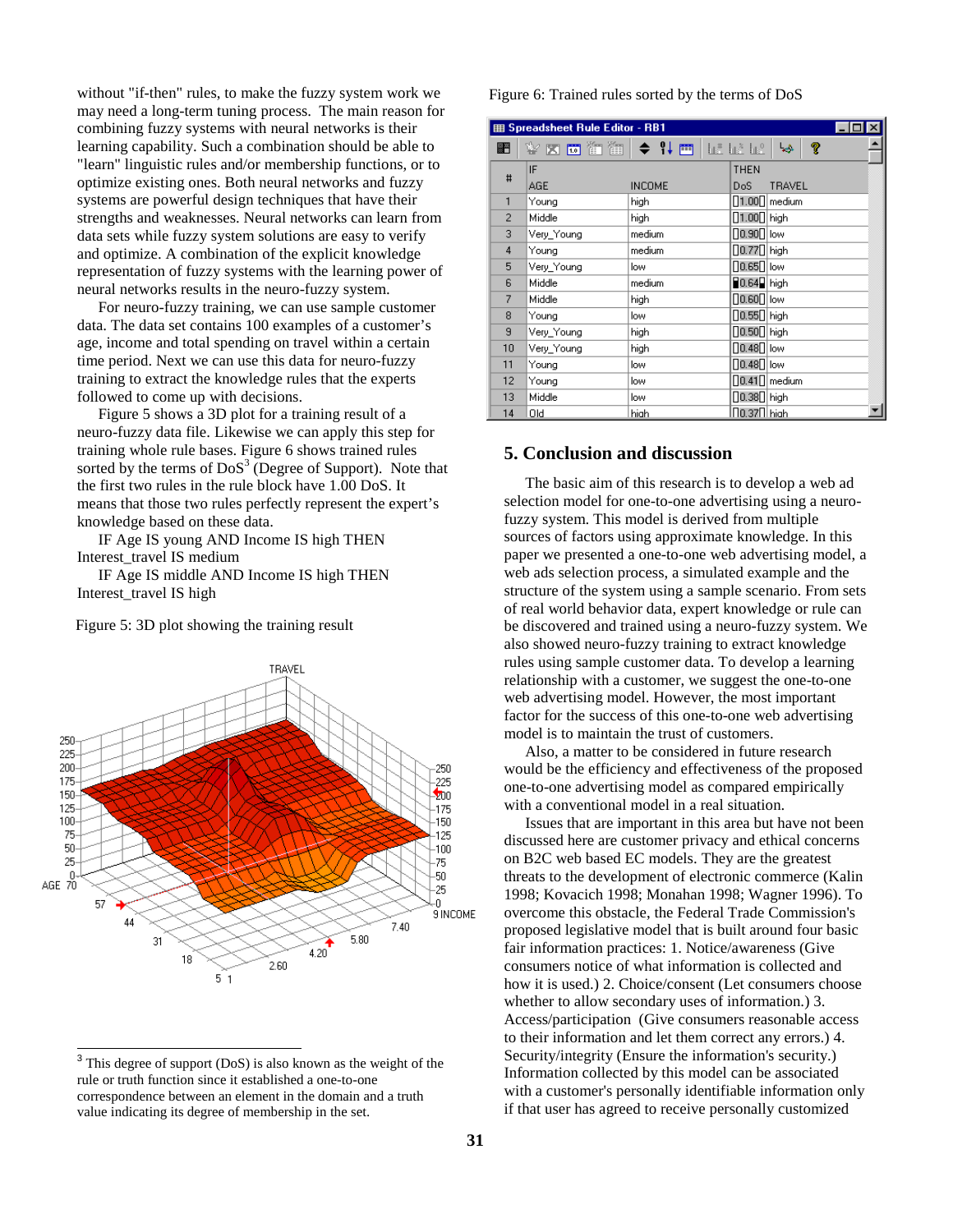without "if-then" rules, to make the fuzzy system work we may need a long-term tuning process. The main reason for combining fuzzy systems with neural networks is their learning capability. Such a combination should be able to "learn" linguistic rules and/or membership functions, or to optimize existing ones. Both neural networks and fuzzy systems are powerful design techniques that have their strengths and weaknesses. Neural networks can learn from data sets while fuzzy system solutions are easy to verify and optimize. A combination of the explicit knowledge representation of fuzzy systems with the learning power of neural networks results in the neuro-fuzzy system.

For neuro-fuzzy training, we can use sample customer data. The data set contains 100 examples of a customer's age, income and total spending on travel within a certain time period. Next we can use this data for neuro-fuzzy training to extract the knowledge rules that the experts followed to come up with decisions.

Figure 5 shows a 3D plot for a training result of a neuro-fuzzy data file. Likewise we can apply this step for training whole rule bases. Figure 6 shows trained rules sorted by the terms of DoS[3] (Degree of Support). Note that the first two rules in the rule block have 1.00 DoS. It means that those two rules perfectly represent the expert's knowledge based on these data.

IF Age IS young AND Income IS high THEN Interest_travel IS medium

IF Age IS middle AND Income IS high THEN Interest_travel IS high

Figure 5: 3D plot showing the training result

Figure 6: Trained rules sorted by the terms of DoS

| # | IF AGE | INCOME | THEN DoS | TRAVEL |
|---|---|---|---|---|
| 1 | Young | high | 1.00 | medium |
| 2 | Middle | high | 1.00 | high |
| 3 | Very_Young | medium | 0.90 | low |
| 4 | Young | medium | 0.77 | high |
| 5 | Very_Young | low | 0.65 | low |
| 6 | Middle | medium | 0.64 | high |
| 7 | Middle | high | 0.60 | low |
| 8 | Young | low | 0.55 | high |
| 9 | Very_Young | high | 0.50 | high |
| 10 | Very_Young | high | 0.48 | low |
| 11 | Young | low | 0.48 | low |
| 12 | Young | low | 0.41 | medium |
| 13 | Middle | low | 0.38 | high |
| 14 | Old | high | 0.37 | high |

## 5. Conclusion and discussion

The basic aim of this research is to develop a web ad selection model for one-to-one advertising using a neuro-fuzzy system. This model is derived from multiple sources of factors using approximate knowledge. In this paper we presented a one-to-one web advertising model, a web ads selection process, a simulated example and the structure of the system using a sample scenario. From sets of real world behavior data, expert knowledge or rule can be discovered and trained using a neuro-fuzzy system. We also showed neuro-fuzzy training to extract knowledge rules using sample customer data. To develop a learning relationship with a customer, we suggest the one-to-one web advertising model. However, the most important factor for the success of this one-to-one web advertising model is to maintain the trust of customers.

Also, a matter to be considered in future research would be the efficiency and effectiveness of the proposed one-to-one advertising model as compared empirically with a conventional model in a real situation.

Issues that are important in this area but have not been discussed here are customer privacy and ethical concerns on B2C web based EC models. They are the greatest threats to the development of electronic commerce (Kalin 1998; Kovacich 1998; Monahan 1998; Wagner 1996). To overcome this obstacle, the Federal Trade Commission's proposed legislative model that is built around four basic fair information practices: 1. Notice/awareness (Give consumers notice of what information is collected and how it is used.) 2. Choice/consent (Let consumers choose whether to allow secondary uses of information.) 3. Access/participation (Give consumers reasonable access to their information and let them correct any errors.) 4. Security/integrity (Ensure the information's security.) Information collected by this model can be associated with a customer's personally identifiable information only if that user has agreed to receive personally customized

---

[3] This degree of support (DoS) is also known as the weight of the rule or truth function since it established a one-to-one correspondence between an element in the domain and a truth value indicating its degree of membership in the set.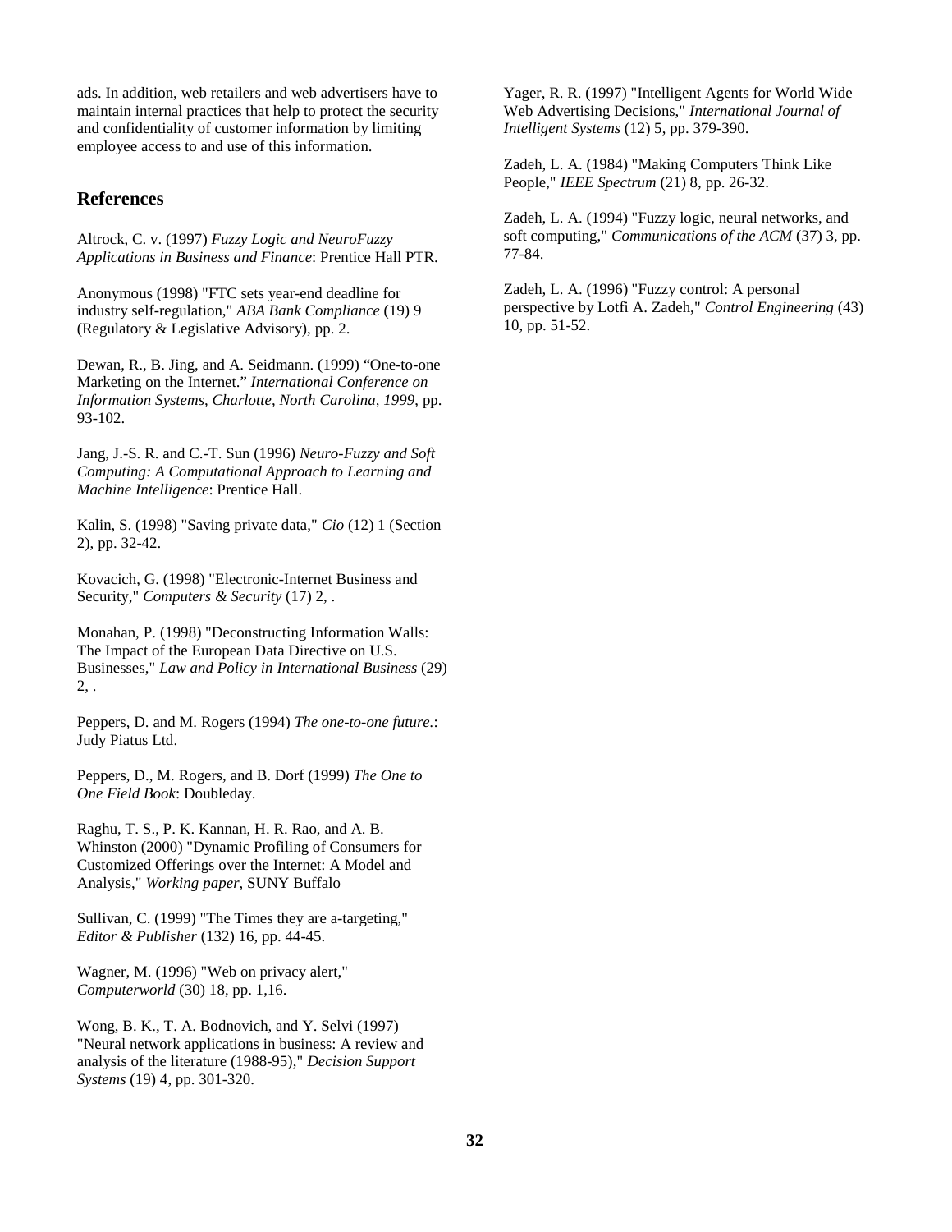ads. In addition, web retailers and web advertisers have to maintain internal practices that help to protect the security and confidentiality of customer information by limiting employee access to and use of this information.

## References

Altrock, C. v. (1997) *Fuzzy Logic and NeuroFuzzy Applications in Business and Finance*: Prentice Hall PTR.

Anonymous (1998) "FTC sets year-end deadline for industry self-regulation," *ABA Bank Compliance* (19) 9 (Regulatory & Legislative Advisory), pp. 2.

Dewan, R., B. Jing, and A. Seidmann. (1999) "One-to-one Marketing on the Internet." *International Conference on Information Systems, Charlotte, North Carolina, 1999*, pp. 93-102.

Jang, J.-S. R. and C.-T. Sun (1996) *Neuro-Fuzzy and Soft Computing: A Computational Approach to Learning and Machine Intelligence*: Prentice Hall.

Kalin, S. (1998) "Saving private data," *Cio* (12) 1 (Section 2), pp. 32-42.

Kovacich, G. (1998) "Electronic-Internet Business and Security," *Computers & Security* (17) 2, .

Monahan, P. (1998) "Deconstructing Information Walls: The Impact of the European Data Directive on U.S. Businesses," *Law and Policy in International Business* (29) 2, .

Peppers, D. and M. Rogers (1994) *The one-to-one future.*: Judy Piatus Ltd.

Peppers, D., M. Rogers, and B. Dorf (1999) *The One to One Field Book*: Doubleday.

Raghu, T. S., P. K. Kannan, H. R. Rao, and A. B. Whinston (2000) "Dynamic Profiling of Consumers for Customized Offerings over the Internet: A Model and Analysis," *Working paper*, SUNY Buffalo

Sullivan, C. (1999) "The Times they are a-targeting," *Editor & Publisher* (132) 16, pp. 44-45.

Wagner, M. (1996) "Web on privacy alert," *Computerworld* (30) 18, pp. 1,16.

Wong, B. K., T. A. Bodnovich, and Y. Selvi (1997) "Neural network applications in business: A review and analysis of the literature (1988-95)," *Decision Support Systems* (19) 4, pp. 301-320.

Yager, R. R. (1997) "Intelligent Agents for World Wide Web Advertising Decisions," *International Journal of Intelligent Systems* (12) 5, pp. 379-390.

Zadeh, L. A. (1984) "Making Computers Think Like People," *IEEE Spectrum* (21) 8, pp. 26-32.

Zadeh, L. A. (1994) "Fuzzy logic, neural networks, and soft computing," *Communications of the ACM* (37) 3, pp. 77-84.

Zadeh, L. A. (1996) "Fuzzy control: A personal perspective by Lotfi A. Zadeh," *Control Engineering* (43) 10, pp. 51-52.